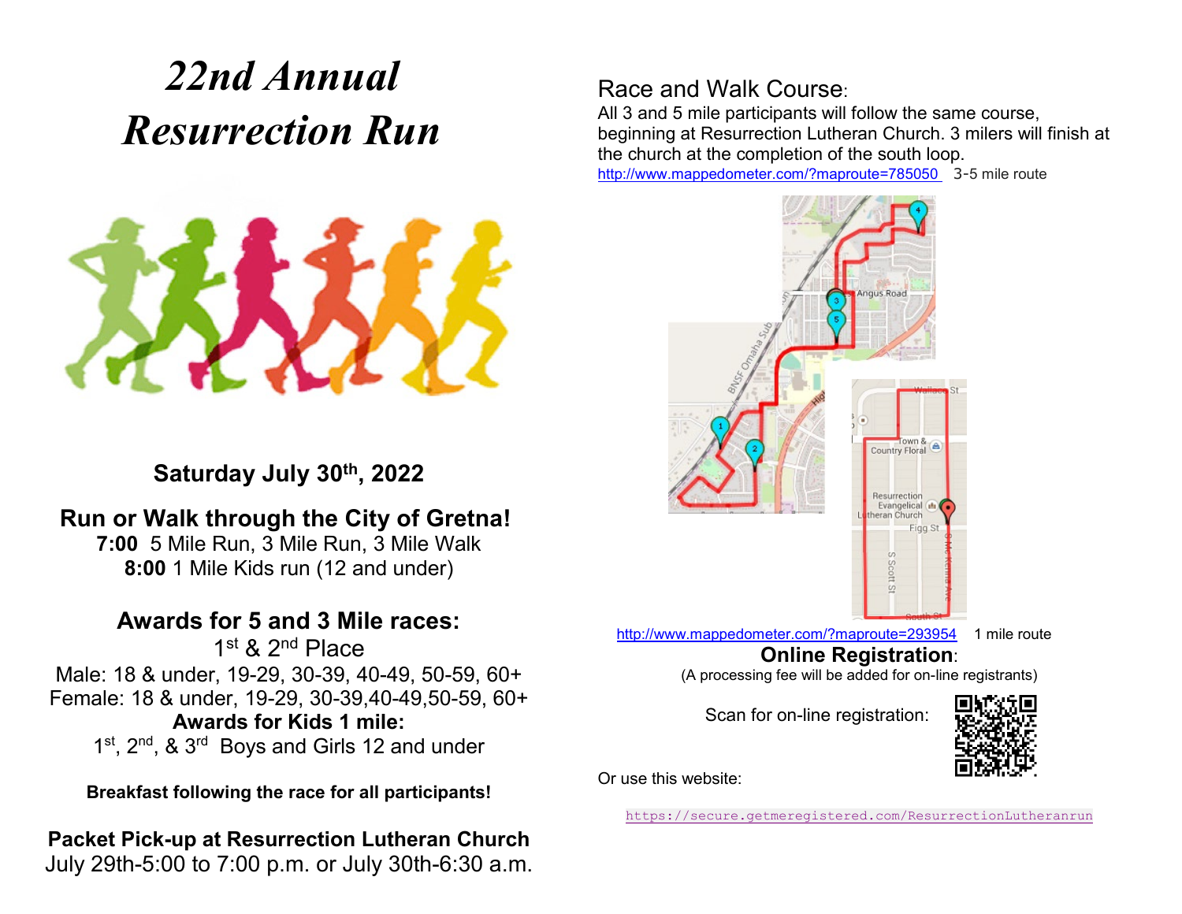// Recovering the page layout as Markdown. Map text labels are inside map images; no images detected, so skip map labels.

# *22nd Annual Resurrection Run*

**Saturday July 30th, 2022**

## Run or Walk through the City of Gretna!

**7:00** 5 Mile Run, 3 Mile Run, 3 Mile Walk
**8:00** 1 Mile Kids run (12 and under)

## Awards for 5 and 3 Mile races:

1st & 2nd Place

Male: 18 & under, 19-29, 30-39, 40-49, 50-59, 60+
Female: 18 & under, 19-29, 30-39,40-49,50-59, 60+

**Awards for Kids 1 mile:**

1st, 2nd, & 3rd Boys and Girls 12 and under

**Breakfast following the race for all participants!**

**Packet Pick-up at Resurrection Lutheran Church**
July 29th-5:00 to 7:00 p.m. or July 30th-6:30 a.m.

## Race and Walk Course:

All 3 and 5 mile participants will follow the same course, beginning at Resurrection Lutheran Church. 3 milers will finish at the church at the completion of the south loop.

http://www.mappedometer.com/?maproute=785050 3-5 mile route

http://www.mappedometer.com/?maproute=293954 1 mile route

**Online Registration**:
(A processing fee will be added for on-line registrants)

Scan for on-line registration:

Or use this website:

https://secure.getmeregistered.com/ResurrectionLutheranrun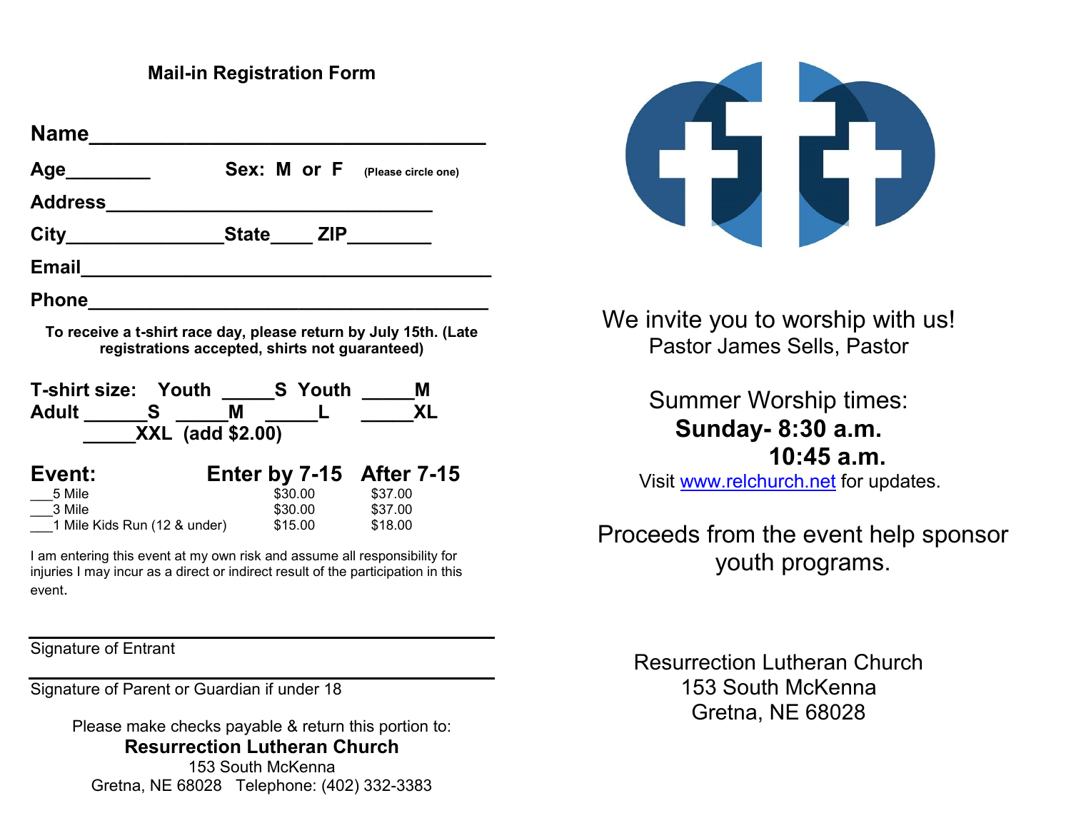## Mail-in Registration Form

**Name**___________________________________

**Age**________ **Sex: M or F** (Please circle one)

**Address**______________________________

**City**_______________**State**____ **ZIP**________

**Email**_____________________________________

**Phone**____________________________________

**To receive a t-shirt race day, please return by July 15th. (Late registrations accepted, shirts not guaranteed)**

**T-shirt size: Youth _____S Youth _____M**
**Adult ______S _____M _____L _____XL**
**_____XXL (add $2.00)**

| **Event:** | **Enter by 7-15** | **After 7-15** |
|---|---|---|
| ___5 Mile | $30.00 | $37.00 |
| ___3 Mile | $30.00 | $37.00 |
| ___1 Mile Kids Run (12 & under) | $15.00 | $18.00 |

I am entering this event at my own risk and assume all responsibility for injuries I may incur as a direct or indirect result of the participation in this event.

_________________________________________
Signature of Entrant

_________________________________________
Signature of Parent or Guardian if under 18

Please make checks payable & return this portion to:
**Resurrection Lutheran Church**
153 South McKenna
Gretna, NE 68028 Telephone: (402) 332-3383

We invite you to worship with us!
Pastor James Sells, Pastor

Summer Worship times:
**Sunday- 8:30 a.m.**
**10:45 a.m.**
Visit www.relchurch.net for updates.

Proceeds from the event help sponsor youth programs.

Resurrection Lutheran Church
153 South McKenna
Gretna, NE 68028